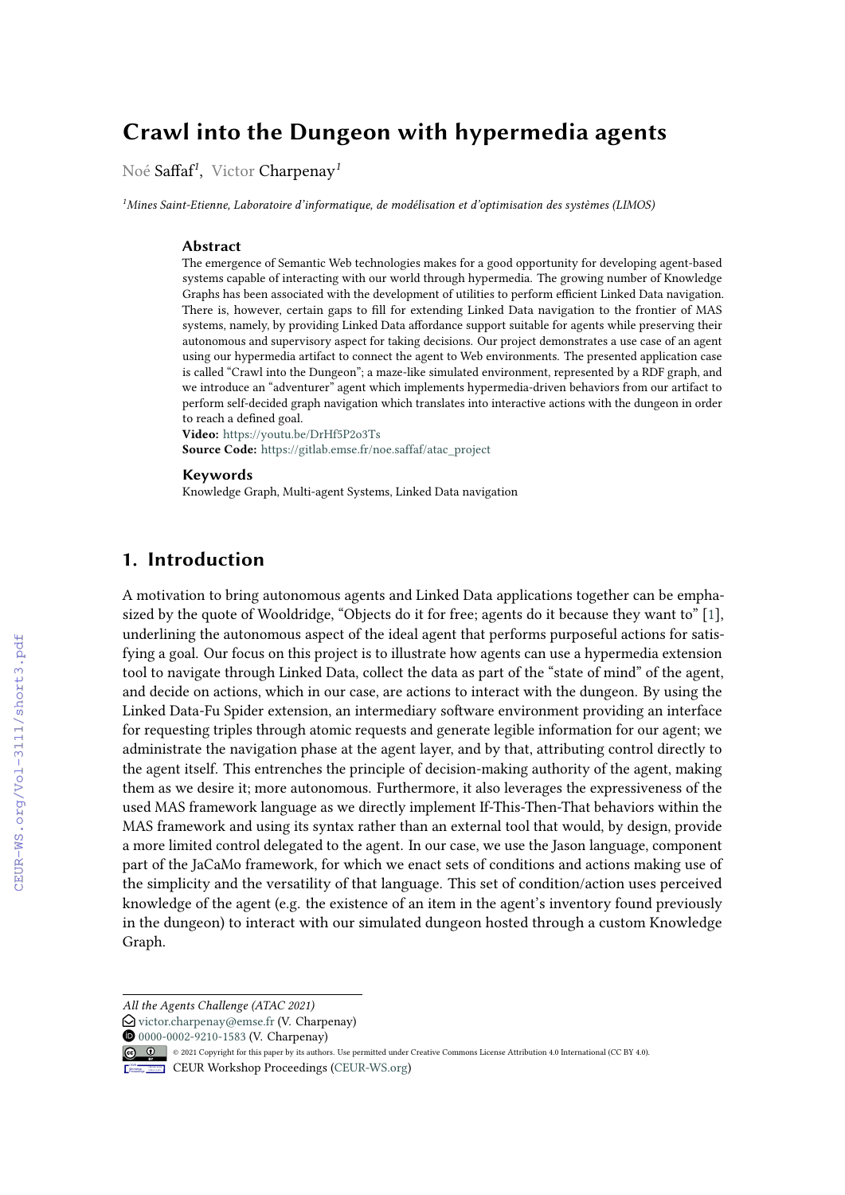# Crawl into the Dungeon with hypermedia agents

Noé Saffaf[1], Victor Charpenay[1]

[1]*Mines Saint-Etienne, Laboratoire d'informatique, de modélisation et d'optimisation des systèmes (LIMOS)*

### Abstract

The emergence of Semantic Web technologies makes for a good opportunity for developing agent-based systems capable of interacting with our world through hypermedia. The growing number of Knowledge Graphs has been associated with the development of utilities to perform efficient Linked Data navigation. There is, however, certain gaps to fill for extending Linked Data navigation to the frontier of MAS systems, namely, by providing Linked Data affordance support suitable for agents while preserving their autonomous and supervisory aspect for taking decisions. Our project demonstrates a use case of an agent using our hypermedia artifact to connect the agent to Web environments. The presented application case is called "Crawl into the Dungeon"; a maze-like simulated environment, represented by a RDF graph, and we introduce an "adventurer" agent which implements hypermedia-driven behaviors from our artifact to perform self-decided graph navigation which translates into interactive actions with the dungeon in order to reach a defined goal.

**Video:** https://youtu.be/DrHf5P2o3Ts

**Source Code:** https://gitlab.emse.fr/noe.saffaf/atac_project

### Keywords

Knowledge Graph, Multi-agent Systems, Linked Data navigation

## 1. Introduction

A motivation to bring autonomous agents and Linked Data applications together can be emphasized by the quote of Wooldridge, "Objects do it for free; agents do it because they want to" [1], underlining the autonomous aspect of the ideal agent that performs purposeful actions for satisfying a goal. Our focus on this project is to illustrate how agents can use a hypermedia extension tool to navigate through Linked Data, collect the data as part of the "state of mind" of the agent, and decide on actions, which in our case, are actions to interact with the dungeon. By using the Linked Data-Fu Spider extension, an intermediary software environment providing an interface for requesting triples through atomic requests and generate legible information for our agent; we administrate the navigation phase at the agent layer, and by that, attributing control directly to the agent itself. This entrenches the principle of decision-making authority of the agent, making them as we desire it; more autonomous. Furthermore, it also leverages the expressiveness of the used MAS framework language as we directly implement If-This-Then-That behaviors within the MAS framework and using its syntax rather than an external tool that would, by design, provide a more limited control delegated to the agent. In our case, we use the Jason language, component part of the JaCaMo framework, for which we enact sets of conditions and actions making use of the simplicity and the versatility of that language. This set of condition/action uses perceived knowledge of the agent (e.g. the existence of an item in the agent's inventory found previously in the dungeon) to interact with our simulated dungeon hosted through a custom Knowledge Graph.

*All the Agents Challenge (ATAC 2021)*

victor.charpenay@emse.fr (V. Charpenay)

0000-0002-9210-1583 (V. Charpenay)

© 2021 Copyright for this paper by its authors. Use permitted under Creative Commons License Attribution 4.0 International (CC BY 4.0).

CEUR Workshop Proceedings (CEUR-WS.org)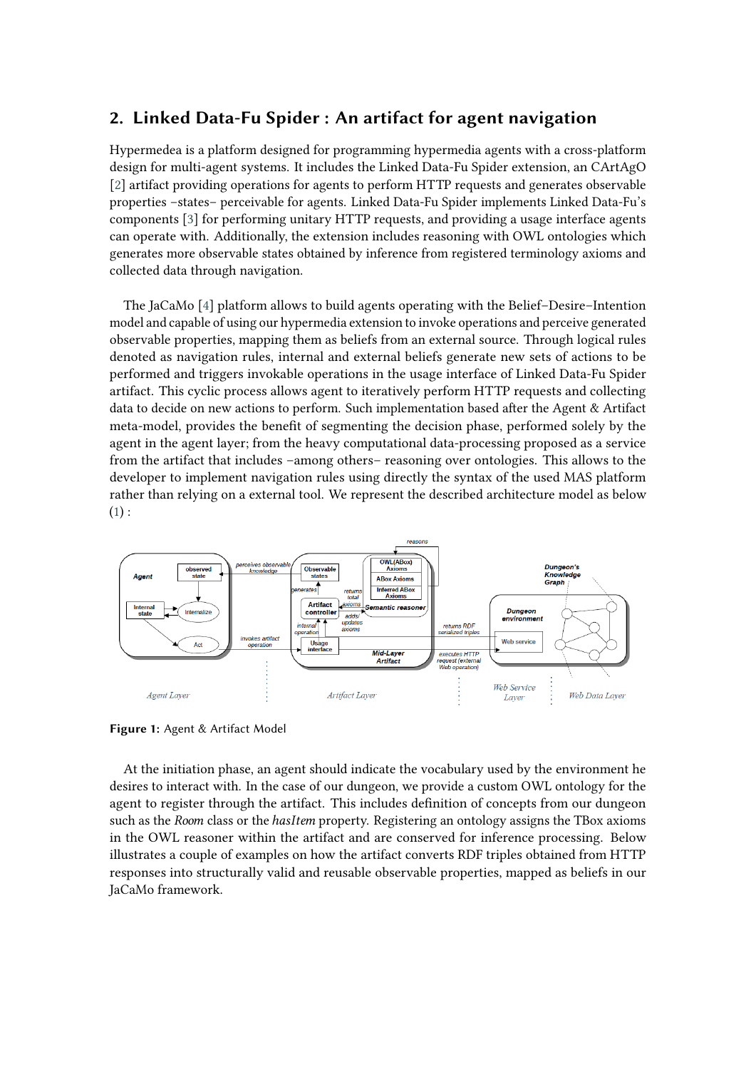## 2. Linked Data-Fu Spider : An artifact for agent navigation

Hypermedea is a platform designed for programming hypermedia agents with a cross-platform design for multi-agent systems. It includes the Linked Data-Fu Spider extension, an CArtAgO [2] artifact providing operations for agents to perform HTTP requests and generates observable properties –states– perceivable for agents. Linked Data-Fu Spider implements Linked Data-Fu's components [3] for performing unitary HTTP requests, and providing a usage interface agents can operate with. Additionally, the extension includes reasoning with OWL ontologies which generates more observable states obtained by inference from registered terminology axioms and collected data through navigation.

The JaCaMo [4] platform allows to build agents operating with the Belief–Desire–Intention model and capable of using our hypermedia extension to invoke operations and perceive generated observable properties, mapping them as beliefs from an external source. Through logical rules denoted as navigation rules, internal and external beliefs generate new sets of actions to be performed and triggers invokable operations in the usage interface of Linked Data-Fu Spider artifact. This cyclic process allows agent to iteratively perform HTTP requests and collecting data to decide on new actions to perform. Such implementation based after the Agent & Artifact meta-model, provides the benefit of segmenting the decision phase, performed solely by the agent in the agent layer; from the heavy computational data-processing proposed as a service from the artifact that includes –among others– reasoning over ontologies. This allows to the developer to implement navigation rules using directly the syntax of the used MAS platform rather than relying on a external tool. We represent the described architecture model as below (1) :

**Figure 1:** Agent & Artifact Model

At the initiation phase, an agent should indicate the vocabulary used by the environment he desires to interact with. In the case of our dungeon, we provide a custom OWL ontology for the agent to register through the artifact. This includes definition of concepts from our dungeon such as the *Room* class or the *hasItem* property. Registering an ontology assigns the TBox axioms in the OWL reasoner within the artifact and are conserved for inference processing. Below illustrates a couple of examples on how the artifact converts RDF triples obtained from HTTP responses into structurally valid and reusable observable properties, mapped as beliefs in our JaCaMo framework.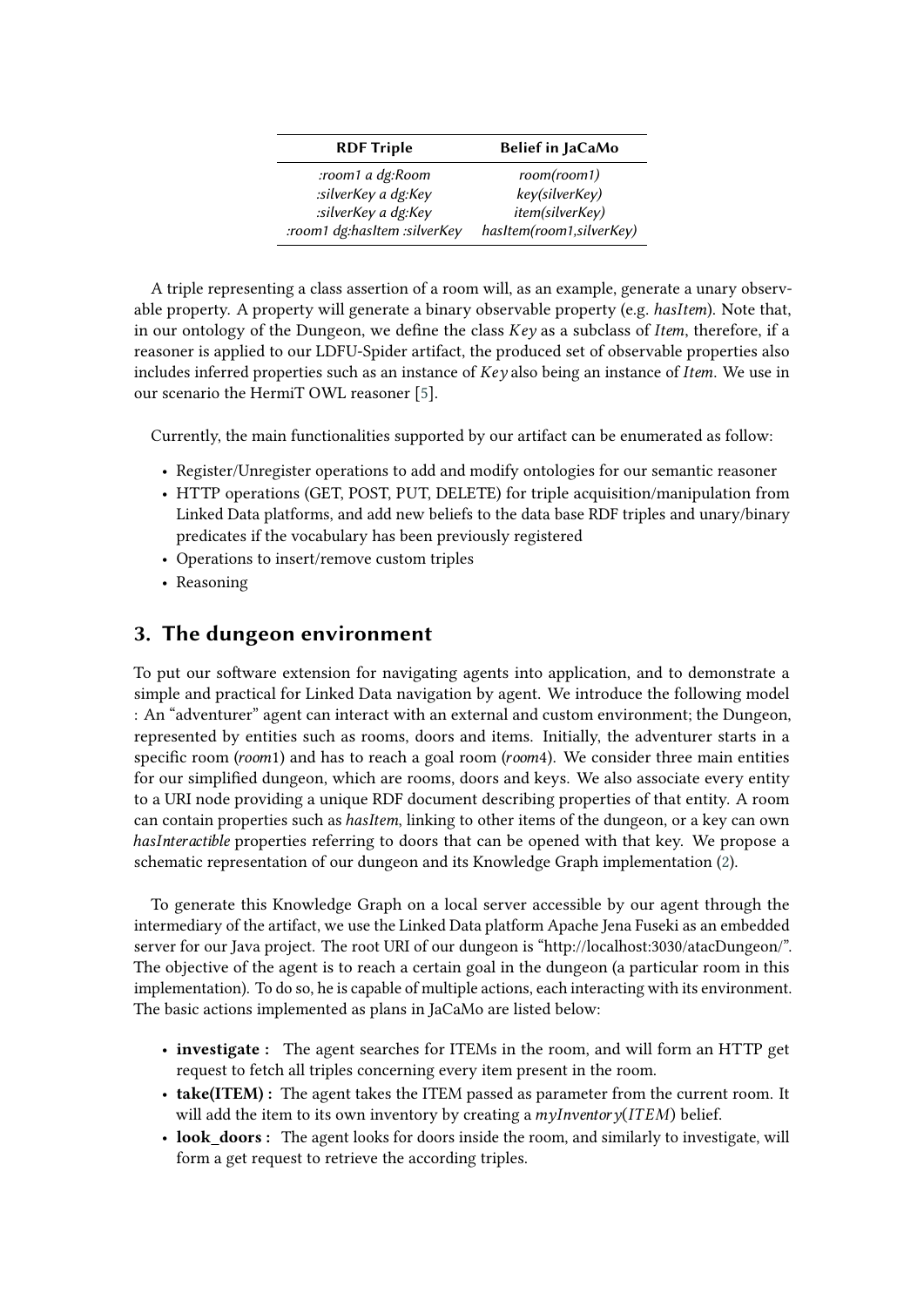| RDF Triple | Belief in JaCaMo |
|---|---|
| *:room1 a dg:Room* | *room(room1)* |
| *:silverKey a dg:Key* | *key(silverKey)* |
| *:silverKey a dg:Key* | *item(silverKey)* |
| *:room1 dg:hasItem :silverKey* | *hasItem(room1,silverKey)* |

A triple representing a class assertion of a room will, as an example, generate a unary observable property. A property will generate a binary observable property (e.g. *hasItem*). Note that, in our ontology of the Dungeon, we define the class $Key$ as a subclass of *Item*, therefore, if a reasoner is applied to our LDFU-Spider artifact, the produced set of observable properties also includes inferred properties such as an instance of $Key$ also being an instance of *Item*. We use in our scenario the HermiT OWL reasoner [5].

Currently, the main functionalities supported by our artifact can be enumerated as follow:

- Register/Unregister operations to add and modify ontologies for our semantic reasoner
- HTTP operations (GET, POST, PUT, DELETE) for triple acquisition/manipulation from Linked Data platforms, and add new beliefs to the data base RDF triples and unary/binary predicates if the vocabulary has been previously registered
- Operations to insert/remove custom triples
- Reasoning

## 3. The dungeon environment

To put our software extension for navigating agents into application, and to demonstrate a simple and practical for Linked Data navigation by agent. We introduce the following model : An "adventurer" agent can interact with an external and custom environment; the Dungeon, represented by entities such as rooms, doors and items. Initially, the adventurer starts in a specific room (*room*1) and has to reach a goal room (*room*4). We consider three main entities for our simplified dungeon, which are rooms, doors and keys. We also associate every entity to a URI node providing a unique RDF document describing properties of that entity. A room can contain properties such as *hasItem*, linking to other items of the dungeon, or a key can own *hasInteractible* properties referring to doors that can be opened with that key. We propose a schematic representation of our dungeon and its Knowledge Graph implementation (2).

To generate this Knowledge Graph on a local server accessible by our agent through the intermediary of the artifact, we use the Linked Data platform Apache Jena Fuseki as an embedded server for our Java project. The root URI of our dungeon is "http://localhost:3030/atacDungeon/". The objective of the agent is to reach a certain goal in the dungeon (a particular room in this implementation). To do so, he is capable of multiple actions, each interacting with its environment. The basic actions implemented as plans in JaCaMo are listed below:

- **investigate :** The agent searches for ITEMs in the room, and will form an HTTP get request to fetch all triples concerning every item present in the room.
- **take(ITEM) :** The agent takes the ITEM passed as parameter from the current room. It will add the item to its own inventory by creating a $myInventory(ITEM)$ belief.
- **look_doors :** The agent looks for doors inside the room, and similarly to investigate, will form a get request to retrieve the according triples.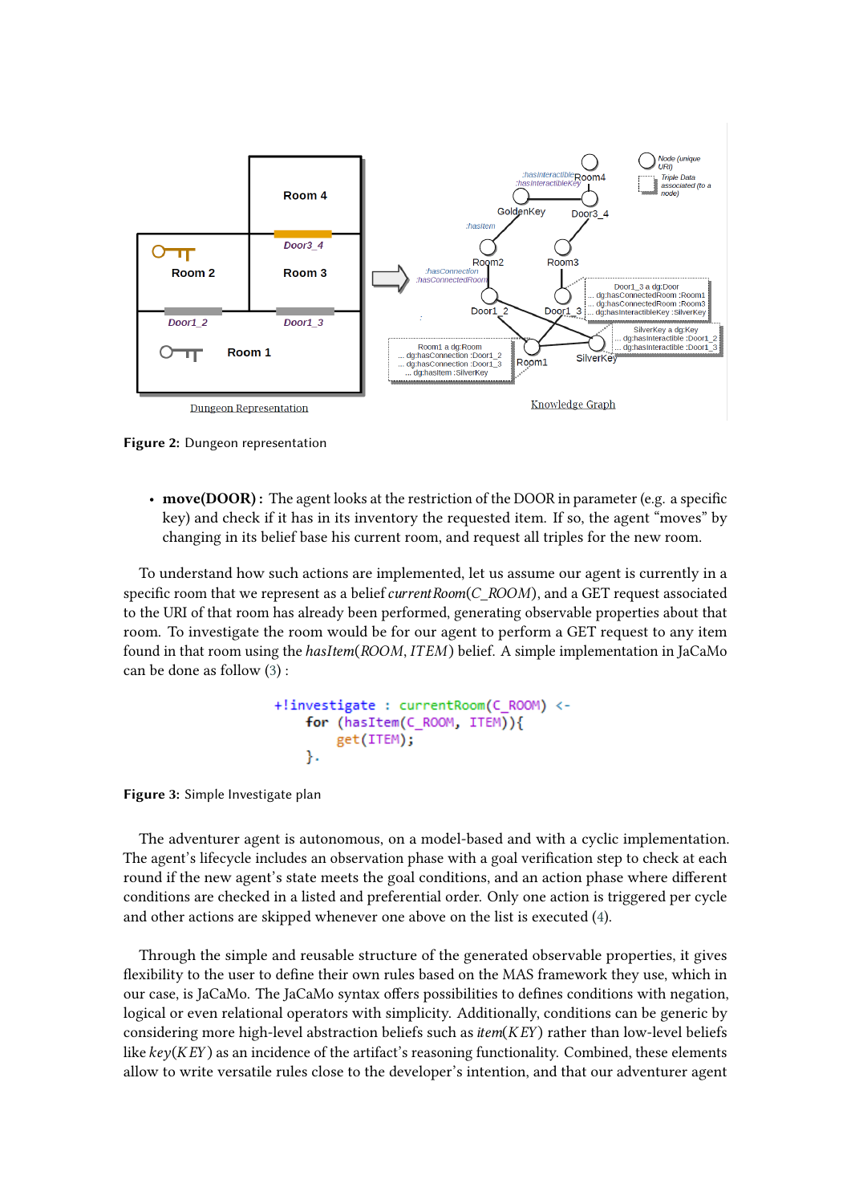**Figure 2:** Dungeon representation

- **move(DOOR) :** The agent looks at the restriction of the DOOR in parameter (e.g. a specific key) and check if it has in its inventory the requested item. If so, the agent "moves" by changing in its belief base his current room, and request all triples for the new room.

To understand how such actions are implemented, let us assume our agent is currently in a specific room that we represent as a belief *currentRoom*($C\_ROOM$), and a GET request associated to the URI of that room has already been performed, generating observable properties about that room. To investigate the room would be for our agent to perform a GET request to any item found in that room using the *hasItem*($ROOM$, $ITEM$) belief. A simple implementation in JaCaMo can be done as follow (3) :

```
+!investigate : currentRoom(C_ROOM) <-
    for (hasItem(C_ROOM, ITEM)){
        get(ITEM);
    }.
```

**Figure 3:** Simple Investigate plan

The adventurer agent is autonomous, on a model-based and with a cyclic implementation. The agent's lifecycle includes an observation phase with a goal verification step to check at each round if the new agent's state meets the goal conditions, and an action phase where different conditions are checked in a listed and preferential order. Only one action is triggered per cycle and other actions are skipped whenever one above on the list is executed (4).

Through the simple and reusable structure of the generated observable properties, it gives flexibility to the user to define their own rules based on the MAS framework they use, which in our case, is JaCaMo. The JaCaMo syntax offers possibilities to defines conditions with negation, logical or even relational operators with simplicity. Additionally, conditions can be generic by considering more high-level abstraction beliefs such as *item*($KEY$) rather than low-level beliefs like *key*($KEY$) as an incidence of the artifact's reasoning functionality. Combined, these elements allow to write versatile rules close to the developer's intention, and that our adventurer agent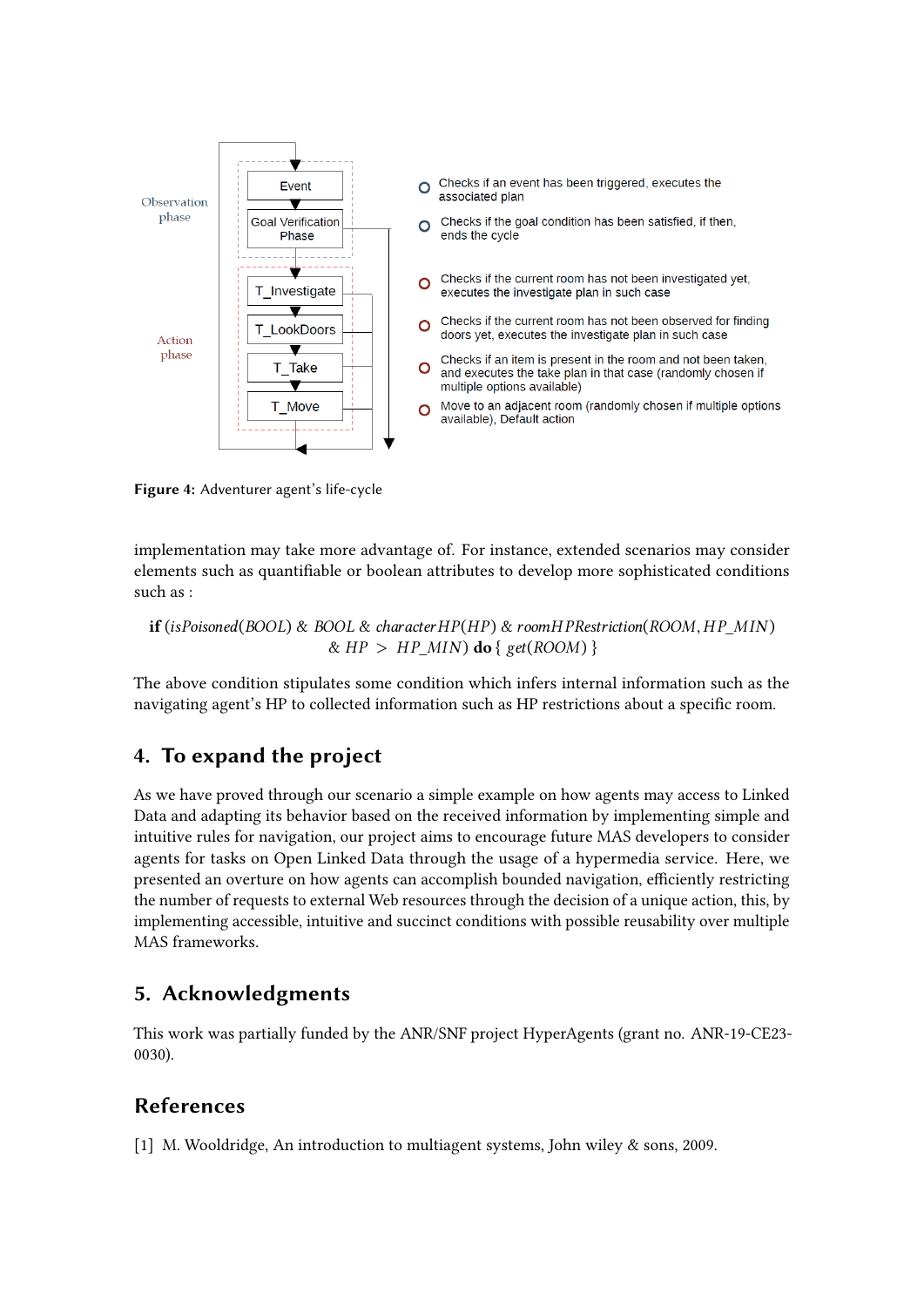Figure 4: Adventurer agent's life-cycle

implementation may take more advantage of. For instance, extended scenarios may consider elements such as quantifiable or boolean attributes to develop more sophisticated conditions such as :

$$\textbf{if}\ (\mathit{isPoisoned}(\mathit{BOOL})\ \&\ \mathit{BOOL}\ \&\ \mathit{characterHP}(\mathit{HP})\ \&\ \mathit{roomHPRestriction}(\mathit{ROOM}, \mathit{HP\_MIN})\ \&\ \mathit{HP} > \mathit{HP\_MIN})\ \textbf{do}\ \{\ \mathit{get}(\mathit{ROOM})\ \}$$

The above condition stipulates some condition which infers internal information such as the navigating agent's HP to collected information such as HP restrictions about a specific room.

## 4. To expand the project

As we have proved through our scenario a simple example on how agents may access to Linked Data and adapting its behavior based on the received information by implementing simple and intuitive rules for navigation, our project aims to encourage future MAS developers to consider agents for tasks on Open Linked Data through the usage of a hypermedia service. Here, we presented an overture on how agents can accomplish bounded navigation, efficiently restricting the number of requests to external Web resources through the decision of a unique action, this, by implementing accessible, intuitive and succinct conditions with possible reusability over multiple MAS frameworks.

## 5. Acknowledgments

This work was partially funded by the ANR/SNF project HyperAgents (grant no. ANR-19-CE23-0030).

## References

[1] M. Wooldridge, An introduction to multiagent systems, John wiley & sons, 2009.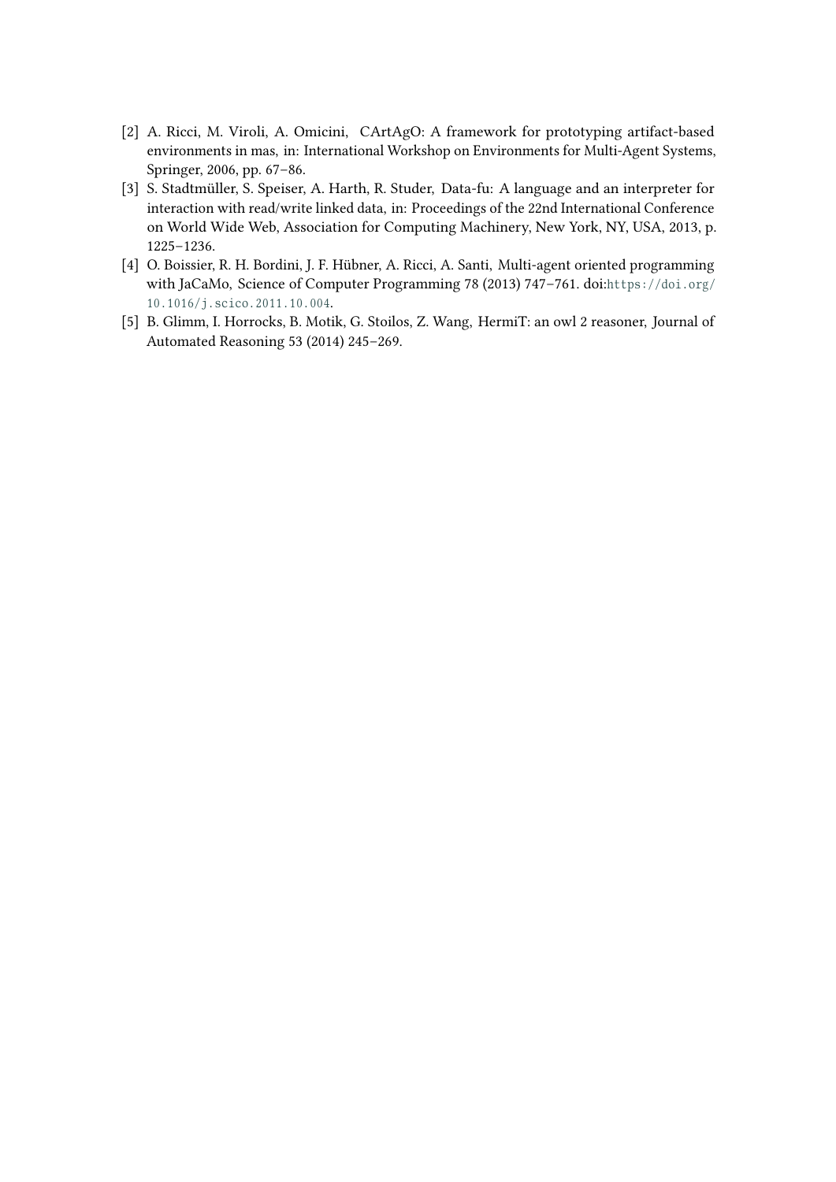[2] A. Ricci, M. Viroli, A. Omicini, CArtAgO: A framework for prototyping artifact-based environments in mas, in: International Workshop on Environments for Multi-Agent Systems, Springer, 2006, pp. 67–86.

[3] S. Stadtmüller, S. Speiser, A. Harth, R. Studer, Data-fu: A language and an interpreter for interaction with read/write linked data, in: Proceedings of the 22nd International Conference on World Wide Web, Association for Computing Machinery, New York, NY, USA, 2013, p. 1225–1236.

[4] O. Boissier, R. H. Bordini, J. F. Hübner, A. Ricci, A. Santi, Multi-agent oriented programming with JaCaMo, Science of Computer Programming 78 (2013) 747–761. doi:https://doi.org/10.1016/j.scico.2011.10.004.

[5] B. Glimm, I. Horrocks, B. Motik, G. Stoilos, Z. Wang, HermiT: an owl 2 reasoner, Journal of Automated Reasoning 53 (2014) 245–269.